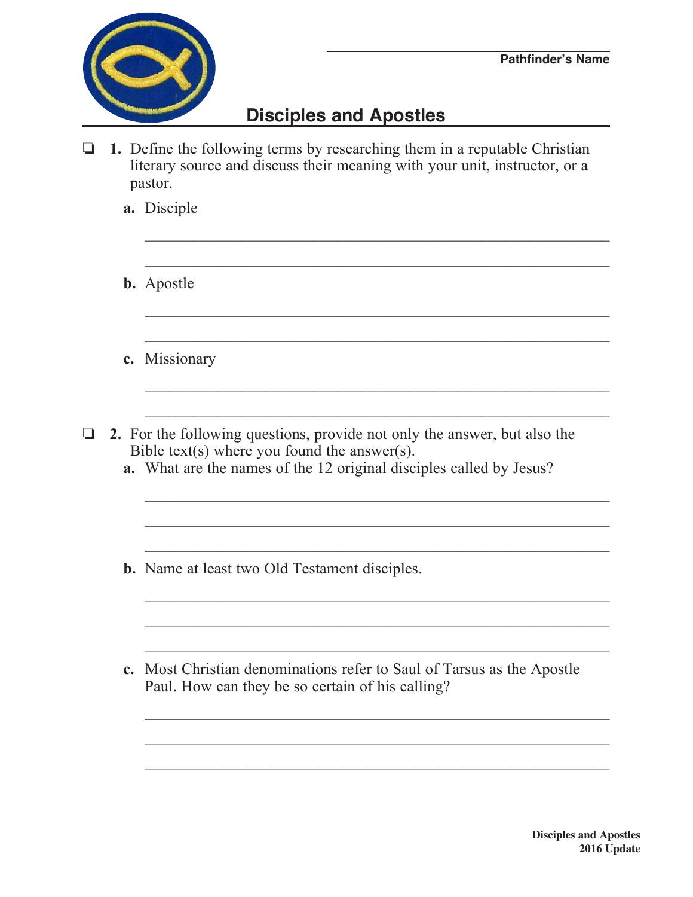Pathfinder's Name

# Disciples and Apostles

- ❏ **1.** Define the following terms by researching them in a reputable Christian literary source and discuss their meaning with your unit, instructor, or a pastor.

  **a.** Disciple

  **b.** Apostle

  **c.** Missionary

- ❏ **2.** For the following questions, provide not only the answer, but also the Bible text(s) where you found the answer(s).

  **a.** What are the names of the 12 original disciples called by Jesus?

  **b.** Name at least two Old Testament disciples.

  **c.** Most Christian denominations refer to Saul of Tarsus as the Apostle Paul. How can they be so certain of his calling?

Disciples and Apostles
2016 Update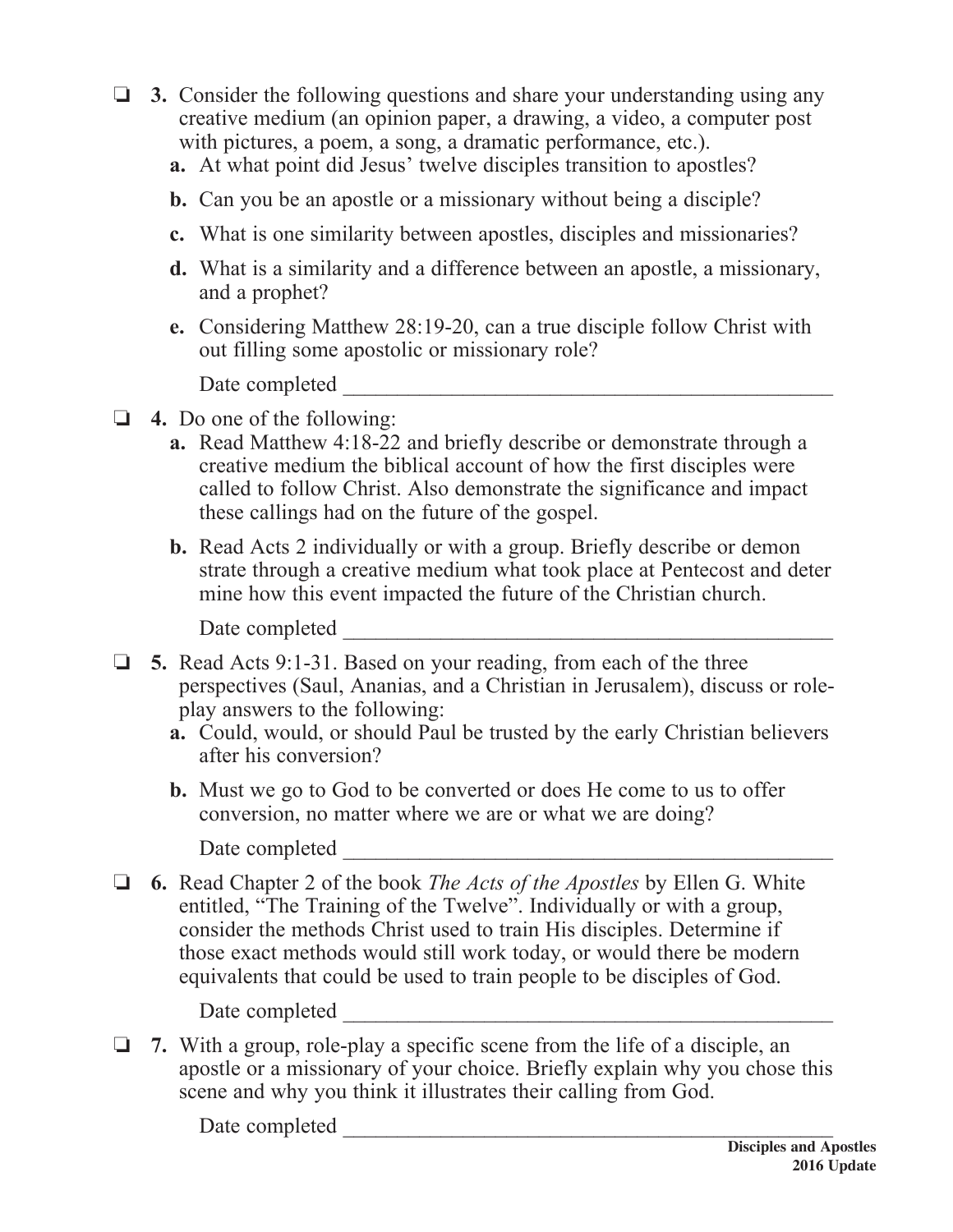- ❏ **3.** Consider the following questions and share your understanding using any creative medium (an opinion paper, a drawing, a video, a computer post with pictures, a poem, a song, a dramatic performance, etc.).
  - **a.** At what point did Jesus' twelve disciples transition to apostles?
  - **b.** Can you be an apostle or a missionary without being a disciple?
  - **c.** What is one similarity between apostles, disciples and missionaries?
  - **d.** What is a similarity and a difference between an apostle, a missionary, and a prophet?
  - **e.** Considering Matthew 28:19-20, can a true disciple follow Christ with out filling some apostolic or missionary role?

  Date completed ____________________________________________

- ❏ **4.** Do one of the following:
  - **a.** Read Matthew 4:18-22 and briefly describe or demonstrate through a creative medium the biblical account of how the first disciples were called to follow Christ. Also demonstrate the significance and impact these callings had on the future of the gospel.
  - **b.** Read Acts 2 individually or with a group. Briefly describe or demon strate through a creative medium what took place at Pentecost and deter mine how this event impacted the future of the Christian church.

  Date completed ____________________________________________

- ❏ **5.** Read Acts 9:1-31. Based on your reading, from each of the three perspectives (Saul, Ananias, and a Christian in Jerusalem), discuss or role-play answers to the following:
  - **a.** Could, would, or should Paul be trusted by the early Christian believers after his conversion?
  - **b.** Must we go to God to be converted or does He come to us to offer conversion, no matter where we are or what we are doing?

  Date completed ____________________________________________

- ❏ **6.** Read Chapter 2 of the book *The Acts of the Apostles* by Ellen G. White entitled, "The Training of the Twelve". Individually or with a group, consider the methods Christ used to train His disciples. Determine if those exact methods would still work today, or would there be modern equivalents that could be used to train people to be disciples of God.

  Date completed ____________________________________________

- ❏ **7.** With a group, role-play a specific scene from the life of a disciple, an apostle or a missionary of your choice. Briefly explain why you chose this scene and why you think it illustrates their calling from God.

  Date completed ____________________________________________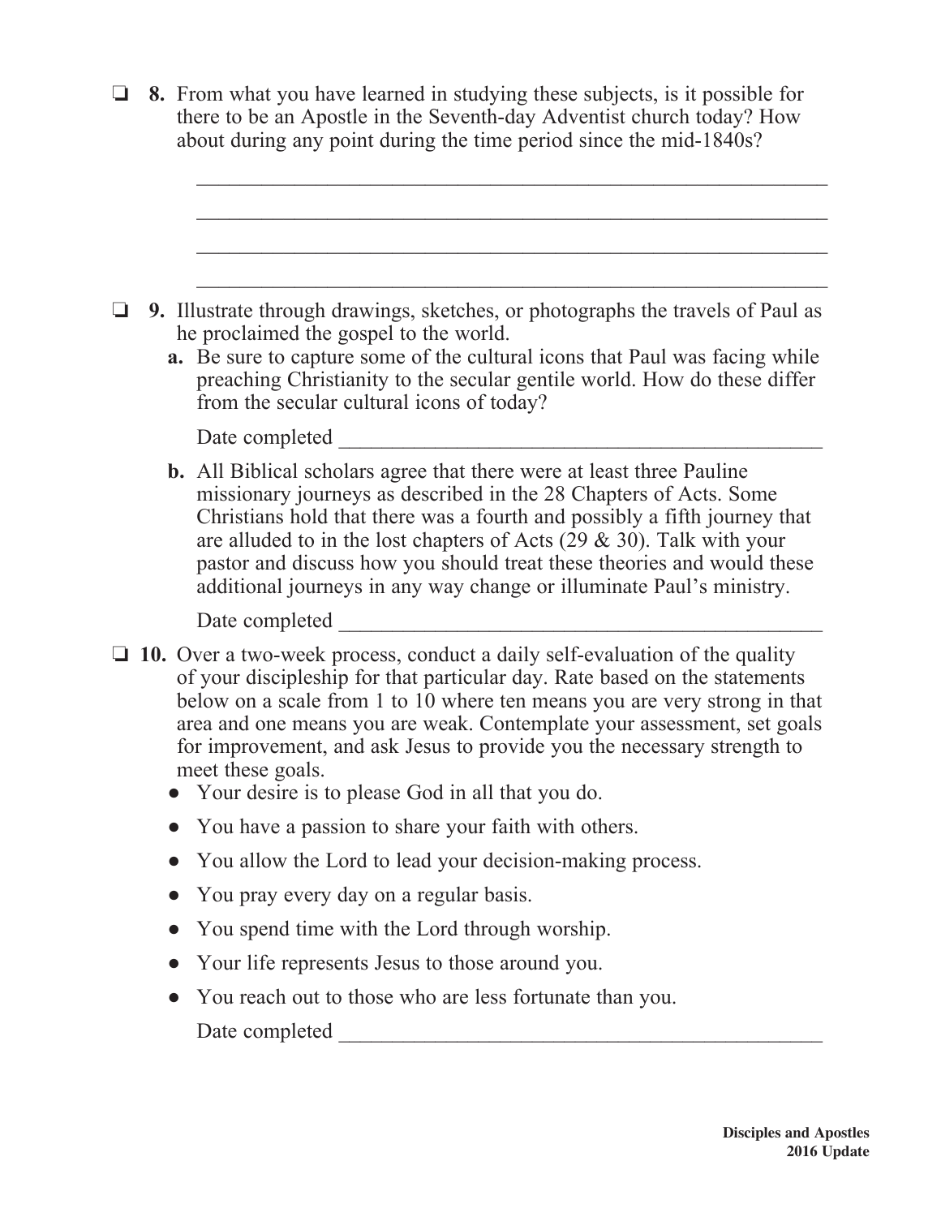❏ **8.** From what you have learned in studying these subjects, is it possible for there to be an Apostle in the Seventh-day Adventist church today? How about during any point during the time period since the mid-1840s?

_______________________________________________________________

_______________________________________________________________

_______________________________________________________________

_______________________________________________________________

❏ **9.** Illustrate through drawings, sketches, or photographs the travels of Paul as he proclaimed the gospel to the world.

**a.** Be sure to capture some of the cultural icons that Paul was facing while preaching Christianity to the secular gentile world. How do these differ from the secular cultural icons of today?

Date completed _______________________________________________

**b.** All Biblical scholars agree that there were at least three Pauline missionary journeys as described in the 28 Chapters of Acts. Some Christians hold that there was a fourth and possibly a fifth journey that are alluded to in the lost chapters of Acts (29 & 30). Talk with your pastor and discuss how you should treat these theories and would these additional journeys in any way change or illuminate Paul's ministry.

Date completed _______________________________________________

❏ **10.** Over a two-week process, conduct a daily self-evaluation of the quality of your discipleship for that particular day. Rate based on the statements below on a scale from 1 to 10 where ten means you are very strong in that area and one means you are weak. Contemplate your assessment, set goals for improvement, and ask Jesus to provide you the necessary strength to meet these goals.

- Your desire is to please God in all that you do.
- You have a passion to share your faith with others.
- You allow the Lord to lead your decision-making process.
- You pray every day on a regular basis.
- You spend time with the Lord through worship.
- Your life represents Jesus to those around you.
- You reach out to those who are less fortunate than you.

Date completed _______________________________________________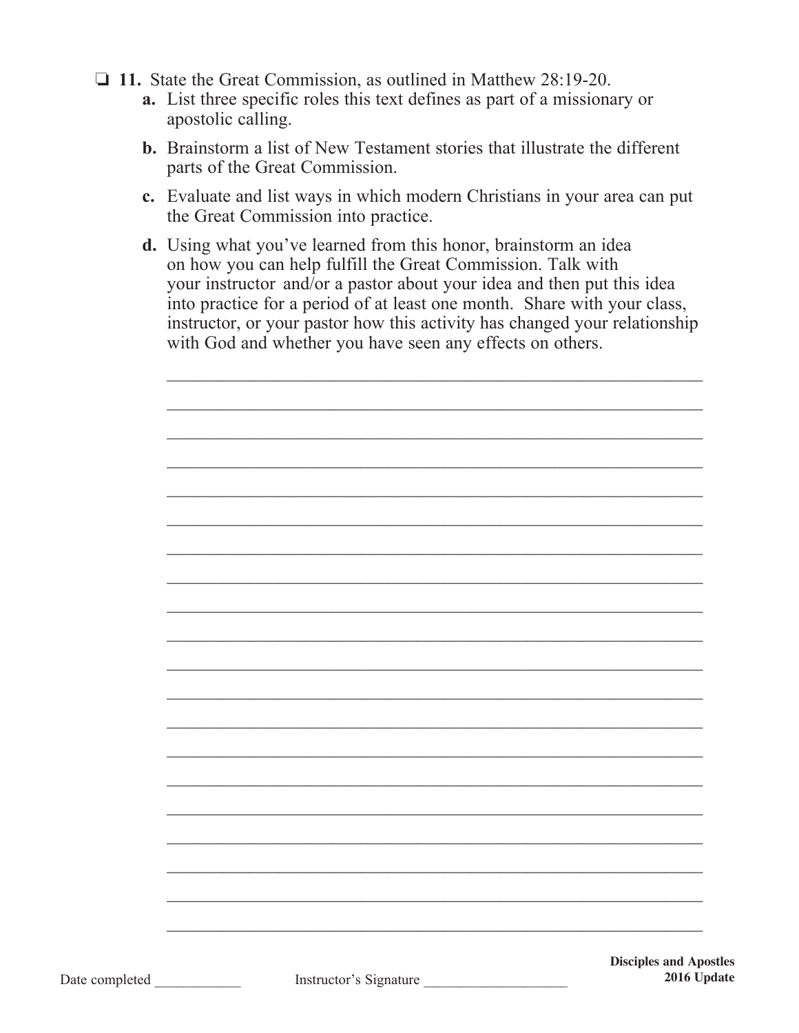❏ **11.** State the Great Commission, as outlined in Matthew 28:19-20.

**a.** List three specific roles this text defines as part of a missionary or apostolic calling.

**b.** Brainstorm a list of New Testament stories that illustrate the different parts of the Great Commission.

**c.** Evaluate and list ways in which modern Christians in your area can put the Great Commission into practice.

**d.** Using what you've learned from this honor, brainstorm an idea on how you can help fulfill the Great Commission. Talk with your instructor and/or a pastor about your idea and then put this idea into practice for a period of at least one month. Share with your class, instructor, or your pastor how this activity has changed your relationship with God and whether you have seen any effects on others.

Date completed ____________ Instructor's Signature ____________________